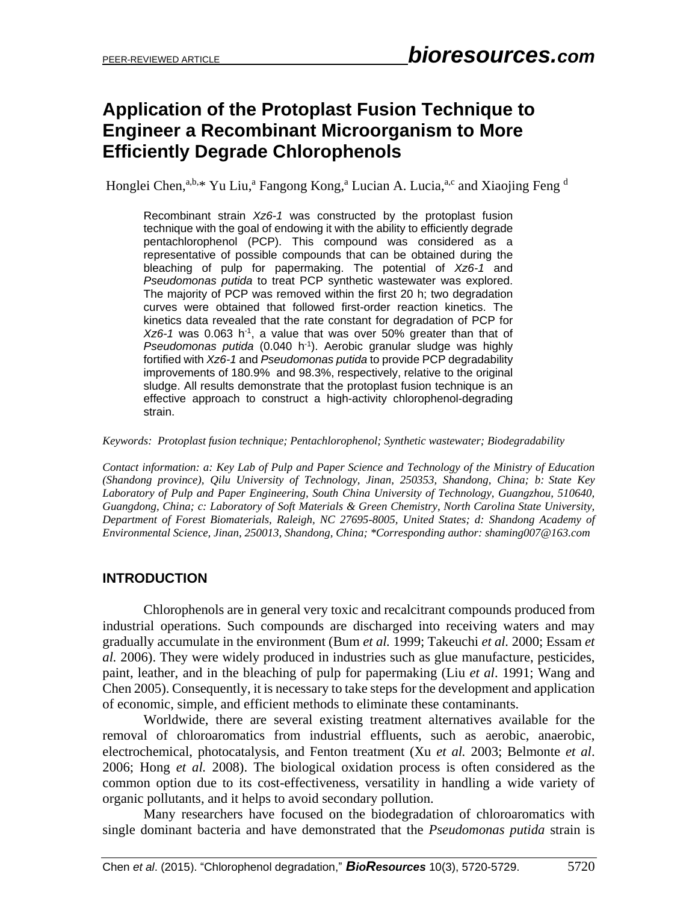# Application of the Protoplast Fusion Technique to Engineer a Recombinant Microorganism to More Efficiently Degrade Chlorophenols

Honglei Chen,[a,b,]* Yu Liu,[a] Fangong Kong,[a] Lucian A. Lucia,[a,c] and Xiaojing Feng [d]

Recombinant strain *Xz6-1* was constructed by the protoplast fusion technique with the goal of endowing it with the ability to efficiently degrade pentachlorophenol (PCP). This compound was considered as a representative of possible compounds that can be obtained during the bleaching of pulp for papermaking. The potential of *Xz6-1* and *Pseudomonas putida* to treat PCP synthetic wastewater was explored. The majority of PCP was removed within the first 20 h; two degradation curves were obtained that followed first-order reaction kinetics. The kinetics data revealed that the rate constant for degradation of PCP for *Xz6-1* was 0.063 $h^{-1}$, a value that was over 50% greater than that of *Pseudomonas putida* (0.040 $h^{-1}$). Aerobic granular sludge was highly fortified with *Xz6-1* and *Pseudomonas putida* to provide PCP degradability improvements of 180.9% and 98.3%, respectively, relative to the original sludge. All results demonstrate that the protoplast fusion technique is an effective approach to construct a high-activity chlorophenol-degrading strain.

*Keywords: Protoplast fusion technique; Pentachlorophenol; Synthetic wastewater; Biodegradability*

*Contact information: a: Key Lab of Pulp and Paper Science and Technology of the Ministry of Education (Shandong province), Qilu University of Technology, Jinan, 250353, Shandong, China; b: State Key Laboratory of Pulp and Paper Engineering, South China University of Technology, Guangzhou, 510640, Guangdong, China; c: Laboratory of Soft Materials & Green Chemistry, North Carolina State University, Department of Forest Biomaterials, Raleigh, NC 27695-8005, United States; d: Shandong Academy of Environmental Science, Jinan, 250013, Shandong, China; *Corresponding author: shaming007@163.com*

## INTRODUCTION

Chlorophenols are in general very toxic and recalcitrant compounds produced from industrial operations. Such compounds are discharged into receiving waters and may gradually accumulate in the environment (Bum *et al.* 1999; Takeuchi *et al.* 2000; Essam *et al.* 2006). They were widely produced in industries such as glue manufacture, pesticides, paint, leather, and in the bleaching of pulp for papermaking (Liu *et al*. 1991; Wang and Chen 2005). Consequently, it is necessary to take steps for the development and application of economic, simple, and efficient methods to eliminate these contaminants.

Worldwide, there are several existing treatment alternatives available for the removal of chloroaromatics from industrial effluents, such as aerobic, anaerobic, electrochemical, photocatalysis, and Fenton treatment (Xu *et al.* 2003; Belmonte *et al*. 2006; Hong *et al.* 2008). The biological oxidation process is often considered as the common option due to its cost-effectiveness, versatility in handling a wide variety of organic pollutants, and it helps to avoid secondary pollution.

Many researchers have focused on the biodegradation of chloroaromatics with single dominant bacteria and have demonstrated that the *Pseudomonas putida* strain is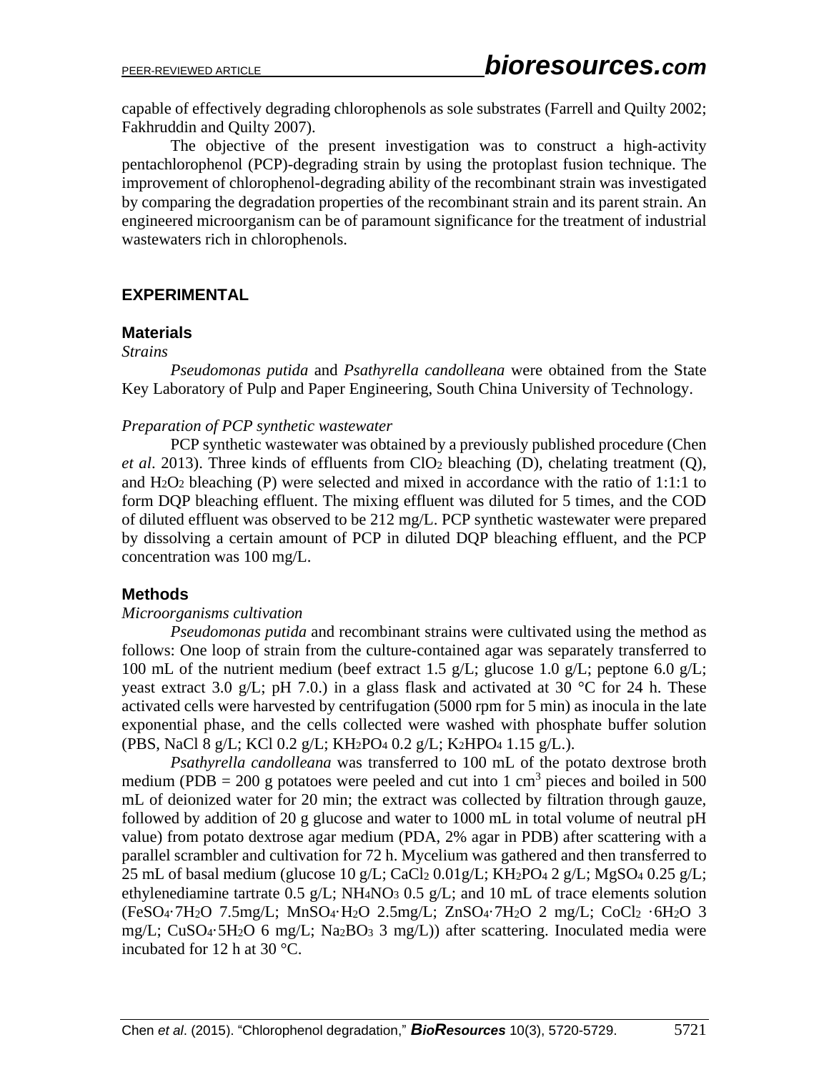capable of effectively degrading chlorophenols as sole substrates (Farrell and Quilty 2002; Fakhruddin and Quilty 2007).

The objective of the present investigation was to construct a high-activity pentachlorophenol (PCP)-degrading strain by using the protoplast fusion technique. The improvement of chlorophenol-degrading ability of the recombinant strain was investigated by comparing the degradation properties of the recombinant strain and its parent strain. An engineered microorganism can be of paramount significance for the treatment of industrial wastewaters rich in chlorophenols.

## EXPERIMENTAL

### Materials

*Strains*

*Pseudomonas putida* and *Psathyrella candolleana* were obtained from the State Key Laboratory of Pulp and Paper Engineering, South China University of Technology.

*Preparation of PCP synthetic wastewater*

PCP synthetic wastewater was obtained by a previously published procedure (Chen *et al*. 2013). Three kinds of effluents from $ClO_2$ bleaching (D), chelating treatment (Q), and $H_2O_2$ bleaching (P) were selected and mixed in accordance with the ratio of 1:1:1 to form DQP bleaching effluent. The mixing effluent was diluted for 5 times, and the COD of diluted effluent was observed to be 212 mg/L. PCP synthetic wastewater were prepared by dissolving a certain amount of PCP in diluted DQP bleaching effluent, and the PCP concentration was 100 mg/L.

### Methods

*Microorganisms cultivation*

*Pseudomonas putida* and recombinant strains were cultivated using the method as follows: One loop of strain from the culture-contained agar was separately transferred to 100 mL of the nutrient medium (beef extract 1.5 g/L; glucose 1.0 g/L; peptone 6.0 g/L; yeast extract 3.0 g/L; pH 7.0.) in a glass flask and activated at 30 °C for 24 h. These activated cells were harvested by centrifugation (5000 rpm for 5 min) as inocula in the late exponential phase, and the cells collected were washed with phosphate buffer solution (PBS, NaCl 8 g/L; KCl 0.2 g/L; $KH_2PO_4$ 0.2 g/L; $K_2HPO_4$ 1.15 g/L.).

*Psathyrella candolleana* was transferred to 100 mL of the potato dextrose broth medium (PDB = 200 g potatoes were peeled and cut into 1 $cm^3$ pieces and boiled in 500 mL of deionized water for 20 min; the extract was collected by filtration through gauze, followed by addition of 20 g glucose and water to 1000 mL in total volume of neutral pH value) from potato dextrose agar medium (PDA, 2% agar in PDB) after scattering with a parallel scrambler and cultivation for 72 h. Mycelium was gathered and then transferred to 25 mL of basal medium (glucose 10 g/L; $CaCl_2$ 0.01g/L; $KH_2PO_4$ 2 g/L; $MgSO_4$ 0.25 g/L; ethylenediamine tartrate 0.5 g/L; $NH_4NO_3$ 0.5 g/L; and 10 mL of trace elements solution ($FeSO_4 \cdot 7H_2O$ 7.5mg/L; $MnSO_4 \cdot H_2O$ 2.5mg/L; $ZnSO_4 \cdot 7H_2O$ 2 mg/L; $CoCl_2 \cdot 6H_2O$ 3 mg/L; $CuSO_4 \cdot 5H_2O$ 6 mg/L; $Na_2BO_3$ 3 mg/L)) after scattering. Inoculated media were incubated for 12 h at 30 °C.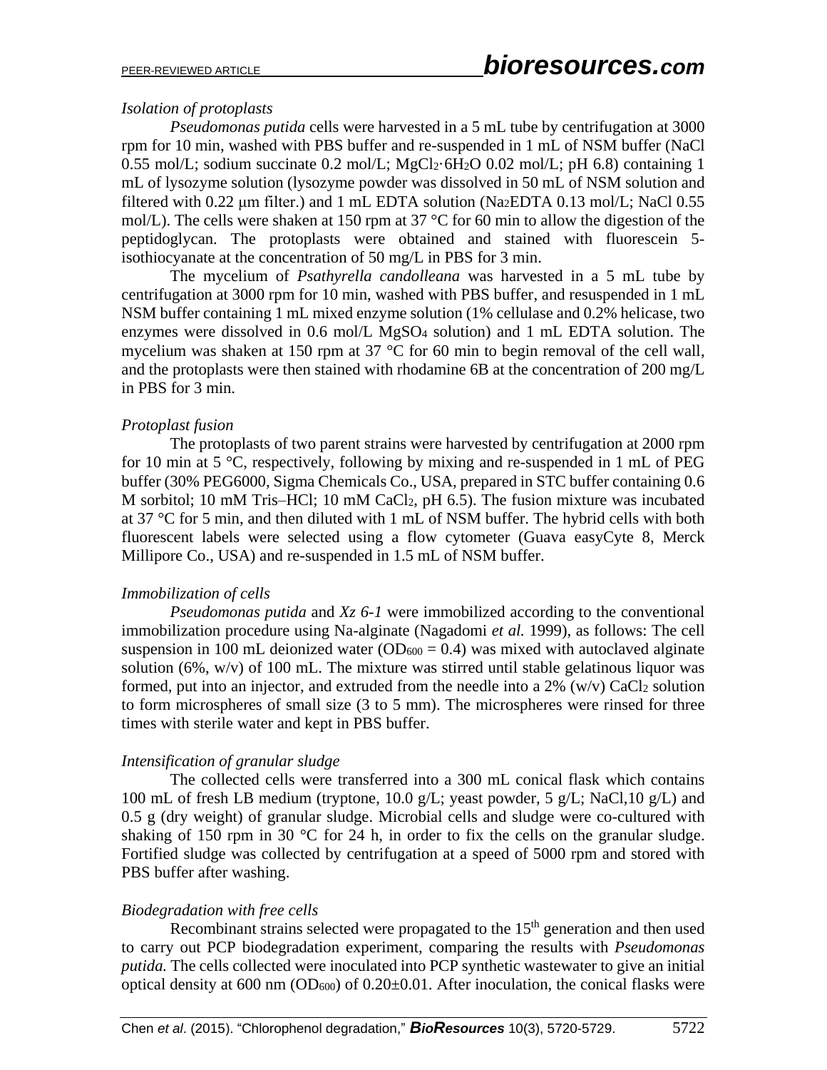*Isolation of protoplasts*

*Pseudomonas putida* cells were harvested in a 5 mL tube by centrifugation at 3000 rpm for 10 min, washed with PBS buffer and re-suspended in 1 mL of NSM buffer (NaCl 0.55 mol/L; sodium succinate 0.2 mol/L; $MgCl_2 \cdot 6H_2O$ 0.02 mol/L; pH 6.8) containing 1 mL of lysozyme solution (lysozyme powder was dissolved in 50 mL of NSM solution and filtered with 0.22 μm filter.) and 1 mL EDTA solution ($Na_2EDTA$ 0.13 mol/L; NaCl 0.55 mol/L). The cells were shaken at 150 rpm at 37 °C for 60 min to allow the digestion of the peptidoglycan. The protoplasts were obtained and stained with fluorescein 5-isothiocyanate at the concentration of 50 mg/L in PBS for 3 min.

The mycelium of *Psathyrella candolleana* was harvested in a 5 mL tube by centrifugation at 3000 rpm for 10 min, washed with PBS buffer, and resuspended in 1 mL NSM buffer containing 1 mL mixed enzyme solution (1% cellulase and 0.2% helicase, two enzymes were dissolved in 0.6 mol/L $MgSO_4$ solution) and 1 mL EDTA solution. The mycelium was shaken at 150 rpm at 37 °C for 60 min to begin removal of the cell wall, and the protoplasts were then stained with rhodamine 6B at the concentration of 200 mg/L in PBS for 3 min.

*Protoplast fusion*

The protoplasts of two parent strains were harvested by centrifugation at 2000 rpm for 10 min at 5 °C, respectively, following by mixing and re-suspended in 1 mL of PEG buffer (30% PEG6000, Sigma Chemicals Co., USA, prepared in STC buffer containing 0.6 M sorbitol; 10 mM Tris–HCl; 10 mM $CaCl_2$, pH 6.5). The fusion mixture was incubated at 37 °C for 5 min, and then diluted with 1 mL of NSM buffer. The hybrid cells with both fluorescent labels were selected using a flow cytometer (Guava easyCyte 8, Merck Millipore Co., USA) and re-suspended in 1.5 mL of NSM buffer.

*Immobilization of cells*

*Pseudomonas putida* and *Xz 6-1* were immobilized according to the conventional immobilization procedure using Na-alginate (Nagadomi *et al.* 1999), as follows: The cell suspension in 100 mL deionized water ($OD_{600}$ = 0.4) was mixed with autoclaved alginate solution (6%, w/v) of 100 mL. The mixture was stirred until stable gelatinous liquor was formed, put into an injector, and extruded from the needle into a 2% (w/v) $CaCl_2$ solution to form microspheres of small size (3 to 5 mm). The microspheres were rinsed for three times with sterile water and kept in PBS buffer.

*Intensification of granular sludge*

The collected cells were transferred into a 300 mL conical flask which contains 100 mL of fresh LB medium (tryptone, 10.0 g/L; yeast powder, 5 g/L; NaCl,10 g/L) and 0.5 g (dry weight) of granular sludge. Microbial cells and sludge were co-cultured with shaking of 150 rpm in 30 °C for 24 h, in order to fix the cells on the granular sludge. Fortified sludge was collected by centrifugation at a speed of 5000 rpm and stored with PBS buffer after washing.

*Biodegradation with free cells*

Recombinant strains selected were propagated to the 15th generation and then used to carry out PCP biodegradation experiment, comparing the results with *Pseudomonas putida.* The cells collected were inoculated into PCP synthetic wastewater to give an initial optical density at 600 nm ($OD_{600}$) of 0.20±0.01. After inoculation, the conical flasks were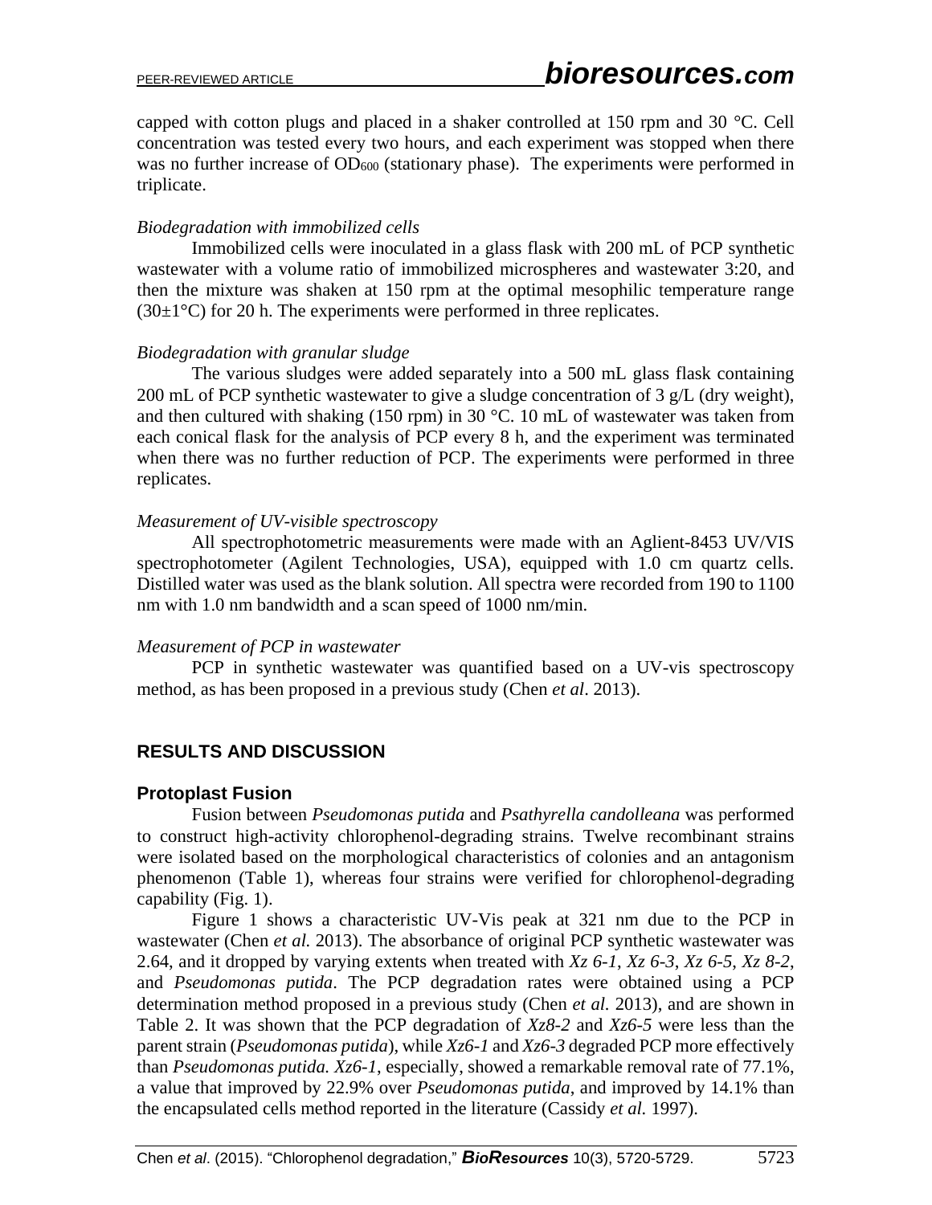capped with cotton plugs and placed in a shaker controlled at 150 rpm and 30 °C. Cell concentration was tested every two hours, and each experiment was stopped when there was no further increase of $OD_{600}$ (stationary phase). The experiments were performed in triplicate.

*Biodegradation with immobilized cells*

Immobilized cells were inoculated in a glass flask with 200 mL of PCP synthetic wastewater with a volume ratio of immobilized microspheres and wastewater 3:20, and then the mixture was shaken at 150 rpm at the optimal mesophilic temperature range (30±1°C) for 20 h. The experiments were performed in three replicates.

*Biodegradation with granular sludge*

The various sludges were added separately into a 500 mL glass flask containing 200 mL of PCP synthetic wastewater to give a sludge concentration of 3 g/L (dry weight), and then cultured with shaking (150 rpm) in 30 °C. 10 mL of wastewater was taken from each conical flask for the analysis of PCP every 8 h, and the experiment was terminated when there was no further reduction of PCP. The experiments were performed in three replicates.

*Measurement of UV-visible spectroscopy*

All spectrophotometric measurements were made with an Aglient-8453 UV/VIS spectrophotometer (Agilent Technologies, USA), equipped with 1.0 cm quartz cells. Distilled water was used as the blank solution. All spectra were recorded from 190 to 1100 nm with 1.0 nm bandwidth and a scan speed of 1000 nm/min.

*Measurement of PCP in wastewater*

PCP in synthetic wastewater was quantified based on a UV-vis spectroscopy method, as has been proposed in a previous study (Chen *et al*. 2013).

## RESULTS AND DISCUSSION

### Protoplast Fusion

Fusion between *Pseudomonas putida* and *Psathyrella candolleana* was performed to construct high-activity chlorophenol-degrading strains. Twelve recombinant strains were isolated based on the morphological characteristics of colonies and an antagonism phenomenon (Table 1), whereas four strains were verified for chlorophenol-degrading capability (Fig. 1).

Figure 1 shows a characteristic UV-Vis peak at 321 nm due to the PCP in wastewater (Chen *et al.* 2013). The absorbance of original PCP synthetic wastewater was 2.64, and it dropped by varying extents when treated with *Xz 6-1*, *Xz 6-3*, *Xz 6-5*, *Xz 8-2*, and *Pseudomonas putida*. The PCP degradation rates were obtained using a PCP determination method proposed in a previous study (Chen *et al.* 2013), and are shown in Table 2. It was shown that the PCP degradation of *Xz8-2* and *Xz6-5* were less than the parent strain (*Pseudomonas putida*), while *Xz6-1* and *Xz6-3* degraded PCP more effectively than *Pseudomonas putida. Xz6-1*, especially, showed a remarkable removal rate of 77.1%, a value that improved by 22.9% over *Pseudomonas putida*, and improved by 14.1% than the encapsulated cells method reported in the literature (Cassidy *et al.* 1997).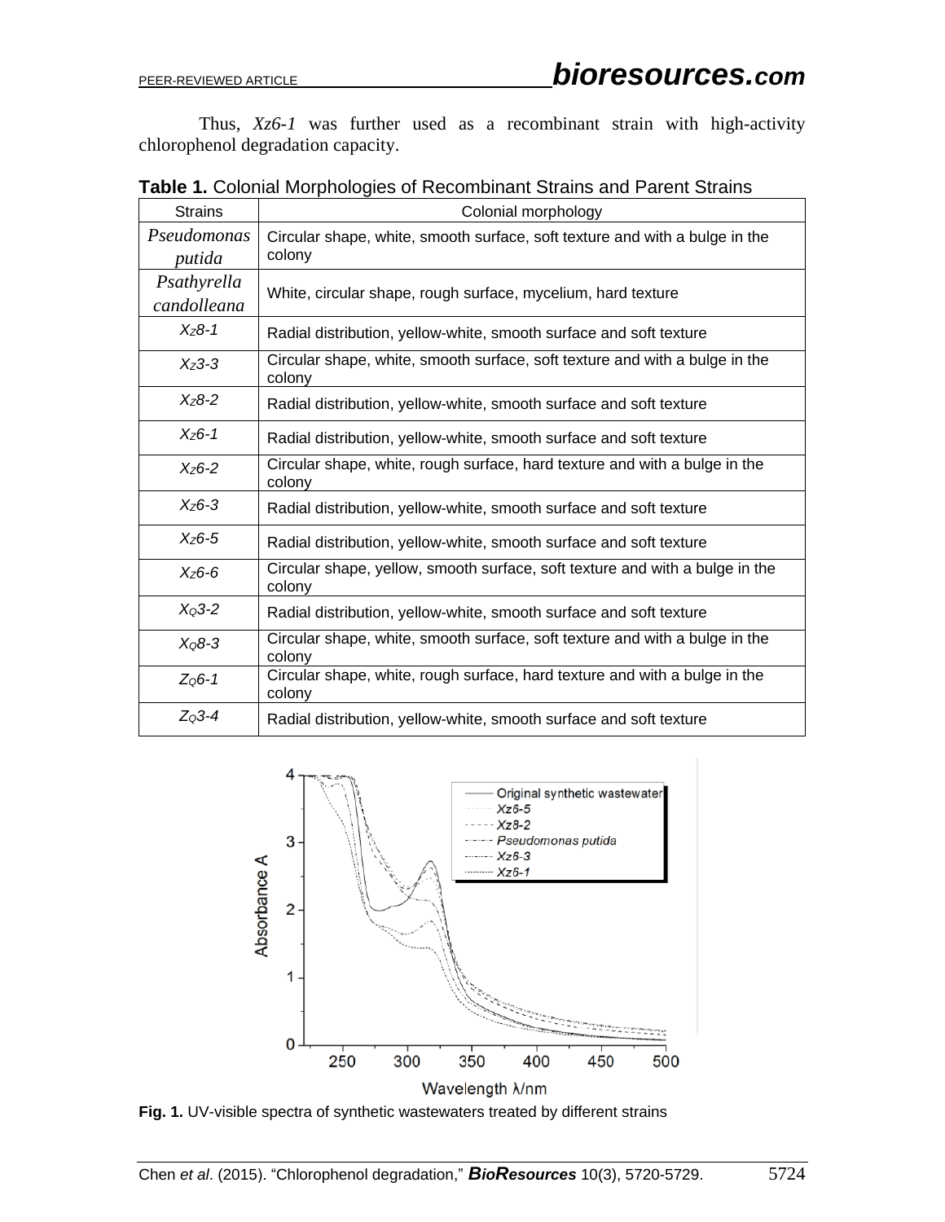Thus, *Xz6-1* was further used as a recombinant strain with high-activity chlorophenol degradation capacity.

**Table 1.** Colonial Morphologies of Recombinant Strains and Parent Strains

| Strains | Colonial morphology |
|---|---|
| *Pseudomonas putida* | Circular shape, white, smooth surface, soft texture and with a bulge in the colony |
| *Psathyrella candolleana* | White, circular shape, rough surface, mycelium, hard texture |
| *X_Z8-1* | Radial distribution, yellow-white, smooth surface and soft texture |
| *X_Z3-3* | Circular shape, white, smooth surface, soft texture and with a bulge in the colony |
| *X_Z8-2* | Radial distribution, yellow-white, smooth surface and soft texture |
| *X_Z6-1* | Radial distribution, yellow-white, smooth surface and soft texture |
| *X_Z6-2* | Circular shape, white, rough surface, hard texture and with a bulge in the colony |
| *X_Z6-3* | Radial distribution, yellow-white, smooth surface and soft texture |
| *X_Z6-5* | Radial distribution, yellow-white, smooth surface and soft texture |
| *X_Z6-6* | Circular shape, yellow, smooth surface, soft texture and with a bulge in the colony |
| *X_Q3-2* | Radial distribution, yellow-white, smooth surface and soft texture |
| *X_Q8-3* | Circular shape, white, smooth surface, soft texture and with a bulge in the colony |
| *Z_Q6-1* | Circular shape, white, rough surface, hard texture and with a bulge in the colony |
| *Z_Q3-4* | Radial distribution, yellow-white, smooth surface and soft texture |

**Fig. 1.** UV-visible spectra of synthetic wastewaters treated by different strains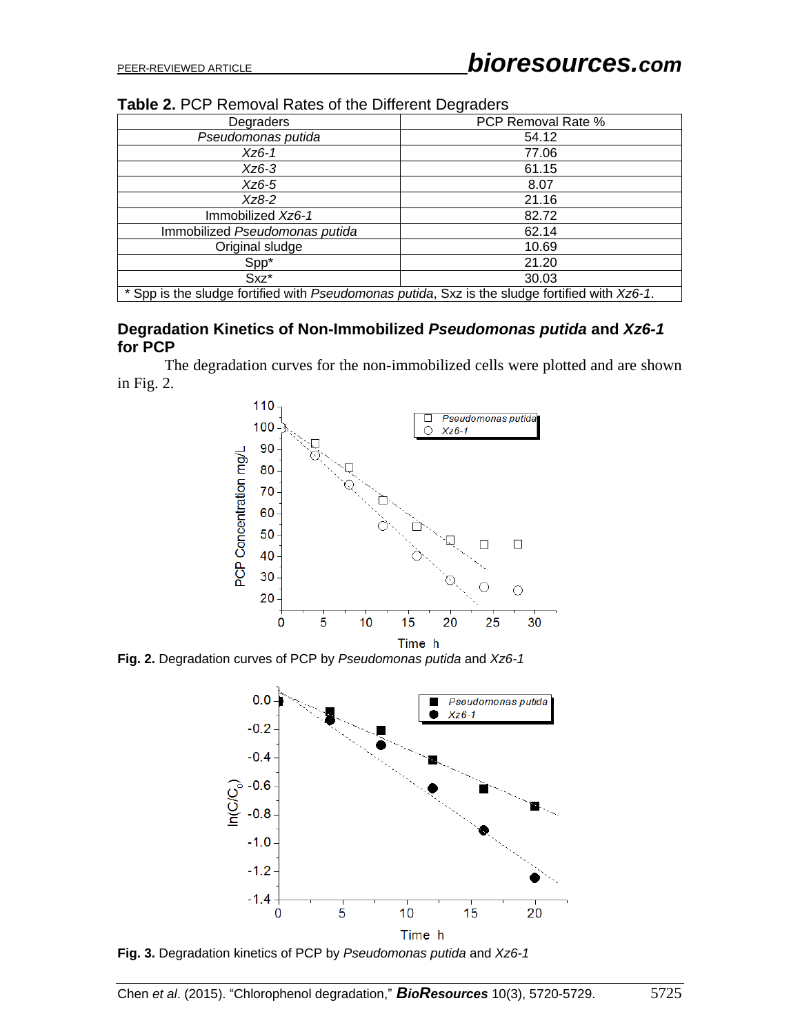**Table 2.** PCP Removal Rates of the Different Degraders

| Degraders | PCP Removal Rate % |
|---|---|
| *Pseudomonas putida* | 54.12 |
| *Xz6-1* | 77.06 |
| *Xz6-3* | 61.15 |
| *Xz6-5* | 8.07 |
| *Xz8-2* | 21.16 |
| Immobilized *Xz6-1* | 82.72 |
| Immobilized *Pseudomonas putida* | 62.14 |
| Original sludge | 10.69 |
| Spp* | 21.20 |
| Sxz* | 30.03 |

\* Spp is the sludge fortified with *Pseudomonas putida*, Sxz is the sludge fortified with *Xz6-1*.

## Degradation Kinetics of Non-Immobilized *Pseudomonas putida* and *Xz6-1* for PCP

The degradation curves for the non-immobilized cells were plotted and are shown in Fig. 2.

**Fig. 2.** Degradation curves of PCP by *Pseudomonas putida* and *Xz6-1*

**Fig. 3.** Degradation kinetics of PCP by *Pseudomonas putida* and *Xz6-1*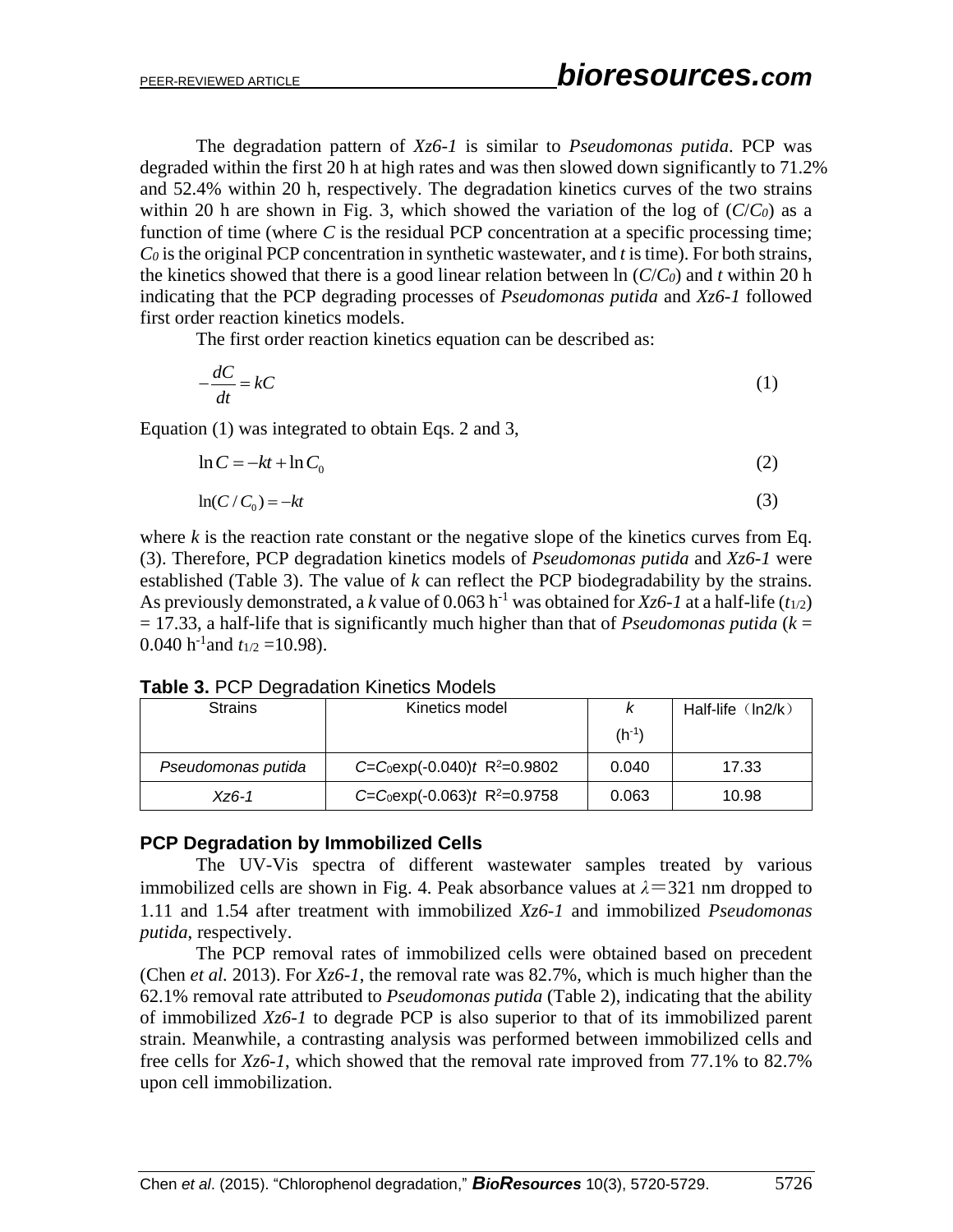The degradation pattern of *Xz6-1* is similar to *Pseudomonas putida*. PCP was degraded within the first 20 h at high rates and was then slowed down significantly to 71.2% and 52.4% within 20 h, respectively. The degradation kinetics curves of the two strains within 20 h are shown in Fig. 3, which showed the variation of the log of ($C/C_0$) as a function of time (where $C$ is the residual PCP concentration at a specific processing time; $C_0$ is the original PCP concentration in synthetic wastewater, and $t$ is time). For both strains, the kinetics showed that there is a good linear relation between ln ($C/C_0$) and $t$ within 20 h indicating that the PCP degrading processes of *Pseudomonas putida* and *Xz6-1* followed first order reaction kinetics models.

The first order reaction kinetics equation can be described as:

$$-\frac{dC}{dt} = kC \tag{1}$$

Equation (1) was integrated to obtain Eqs. 2 and 3,

$$\ln C = -kt + \ln C_0 \tag{2}$$

$$\ln(C / C_0) = -kt \tag{3}$$

where $k$ is the reaction rate constant or the negative slope of the kinetics curves from Eq. (3). Therefore, PCP degradation kinetics models of *Pseudomonas putida* and *Xz6-1* were established (Table 3). The value of $k$ can reflect the PCP biodegradability by the strains. As previously demonstrated, a $k$ value of 0.063 $h^{-1}$ was obtained for *Xz6-1* at a half-life ($t_{1/2}$) = 17.33, a half-life that is significantly much higher than that of *Pseudomonas putida* ($k$ = 0.040 $h^{-1}$and $t_{1/2}$ =10.98).

**Table 3.** PCP Degradation Kinetics Models

| Strains | Kinetics model | $k$ ($h^{-1}$) | Half-life（ln2/k） |
|---|---|---|---|
| *Pseudomonas putida* | $C=C_0\exp(-0.040)t$ $R^2$=0.9802 | 0.040 | 17.33 |
| *Xz6-1* | $C=C_0\exp(-0.063)t$ $R^2$=0.9758 | 0.063 | 10.98 |

### PCP Degradation by Immobilized Cells

The UV-Vis spectra of different wastewater samples treated by various immobilized cells are shown in Fig. 4. Peak absorbance values at $\lambda$=321 nm dropped to 1.11 and 1.54 after treatment with immobilized *Xz6-1* and immobilized *Pseudomonas putida*, respectively.

The PCP removal rates of immobilized cells were obtained based on precedent (Chen *et al.* 2013). For *Xz6-1*, the removal rate was 82.7%, which is much higher than the 62.1% removal rate attributed to *Pseudomonas putida* (Table 2), indicating that the ability of immobilized *Xz6-1* to degrade PCP is also superior to that of its immobilized parent strain. Meanwhile, a contrasting analysis was performed between immobilized cells and free cells for *Xz6-1*, which showed that the removal rate improved from 77.1% to 82.7% upon cell immobilization.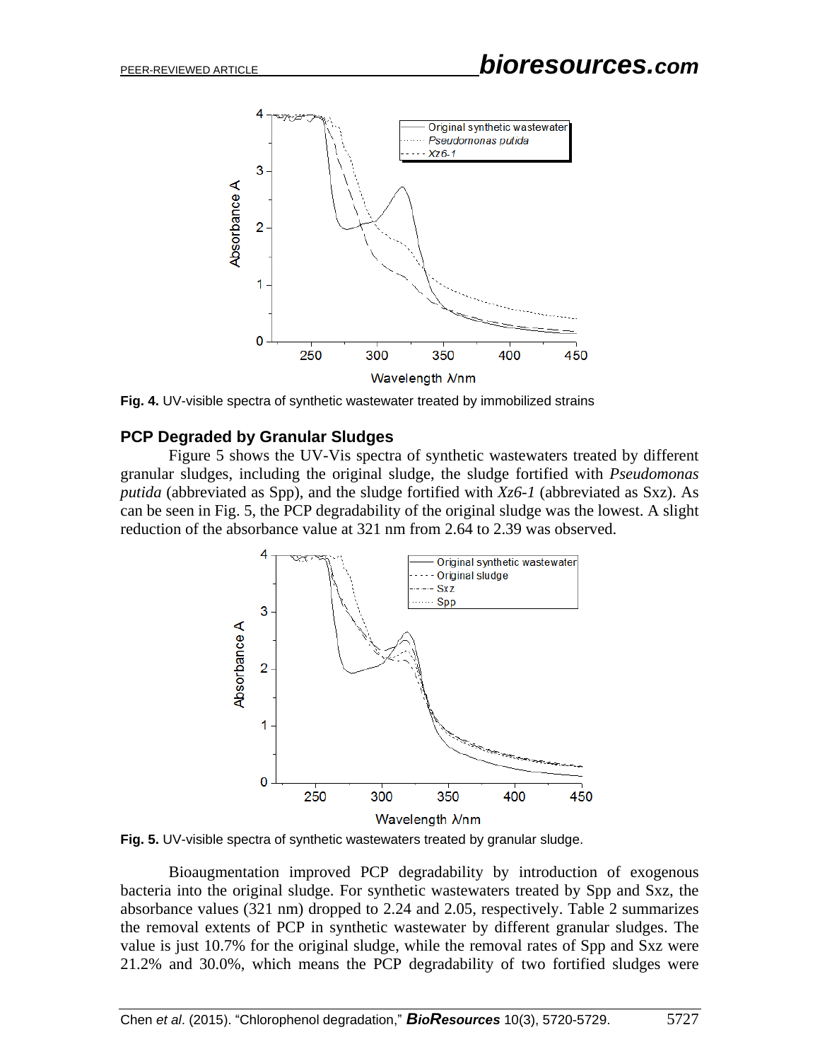**Fig. 4.** UV-visible spectra of synthetic wastewater treated by immobilized strains

## PCP Degraded by Granular Sludges

Figure 5 shows the UV-Vis spectra of synthetic wastewaters treated by different granular sludges, including the original sludge, the sludge fortified with *Pseudomonas putida* (abbreviated as Spp), and the sludge fortified with *Xz6-1* (abbreviated as Sxz). As can be seen in Fig. 5, the PCP degradability of the original sludge was the lowest. A slight reduction of the absorbance value at 321 nm from 2.64 to 2.39 was observed.

**Fig. 5.** UV-visible spectra of synthetic wastewaters treated by granular sludge.

Bioaugmentation improved PCP degradability by introduction of exogenous bacteria into the original sludge. For synthetic wastewaters treated by Spp and Sxz, the absorbance values (321 nm) dropped to 2.24 and 2.05, respectively. Table 2 summarizes the removal extents of PCP in synthetic wastewater by different granular sludges. The value is just 10.7% for the original sludge, while the removal rates of Spp and Sxz were 21.2% and 30.0%, which means the PCP degradability of two fortified sludges were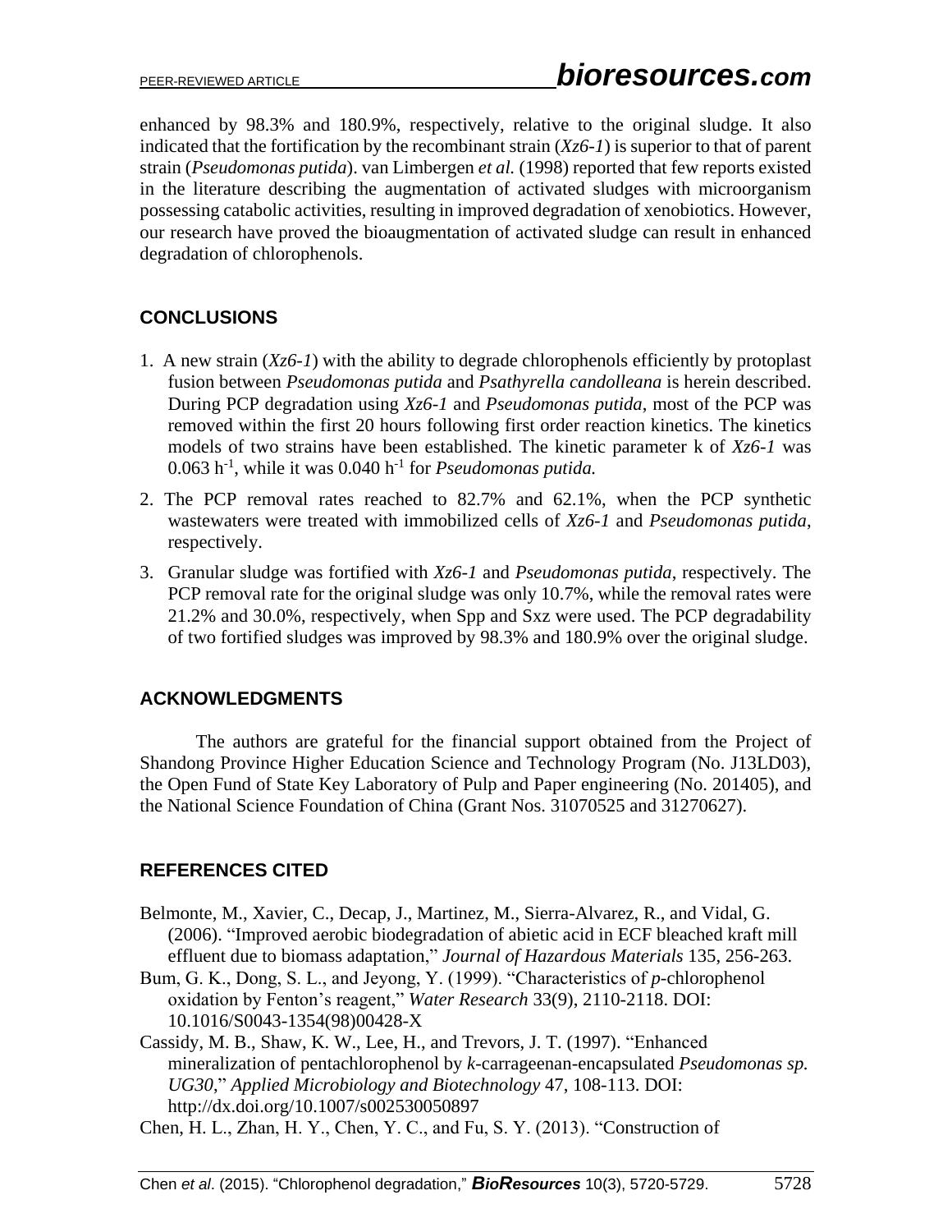enhanced by 98.3% and 180.9%, respectively, relative to the original sludge. It also indicated that the fortification by the recombinant strain (*Xz6-1*) is superior to that of parent strain (*Pseudomonas putida*). van Limbergen *et al.* (1998) reported that few reports existed in the literature describing the augmentation of activated sludges with microorganism possessing catabolic activities, resulting in improved degradation of xenobiotics. However, our research have proved the bioaugmentation of activated sludge can result in enhanced degradation of chlorophenols.

## CONCLUSIONS

1. A new strain (*Xz6-1*) with the ability to degrade chlorophenols efficiently by protoplast fusion between *Pseudomonas putida* and *Psathyrella candolleana* is herein described. During PCP degradation using *Xz6-1* and *Pseudomonas putida*, most of the PCP was removed within the first 20 hours following first order reaction kinetics. The kinetics models of two strains have been established. The kinetic parameter k of *Xz6-1* was 0.063 $h^{-1}$, while it was 0.040 $h^{-1}$ for *Pseudomonas putida.*
2. The PCP removal rates reached to 82.7% and 62.1%, when the PCP synthetic wastewaters were treated with immobilized cells of *Xz6-1* and *Pseudomonas putida*, respectively.
3. Granular sludge was fortified with *Xz6-1* and *Pseudomonas putida*, respectively. The PCP removal rate for the original sludge was only 10.7%, while the removal rates were 21.2% and 30.0%, respectively, when Spp and Sxz were used. The PCP degradability of two fortified sludges was improved by 98.3% and 180.9% over the original sludge.

## ACKNOWLEDGMENTS

The authors are grateful for the financial support obtained from the Project of Shandong Province Higher Education Science and Technology Program (No. J13LD03), the Open Fund of State Key Laboratory of Pulp and Paper engineering (No. 201405), and the National Science Foundation of China (Grant Nos. 31070525 and 31270627).

## REFERENCES CITED

Belmonte, M., Xavier, C., Decap, J., Martinez, M., Sierra-Alvarez, R., and Vidal, G. (2006). "Improved aerobic biodegradation of abietic acid in ECF bleached kraft mill effluent due to biomass adaptation," *Journal of Hazardous Materials* 135, 256-263.

Bum, G. K., Dong, S. L., and Jeyong, Y. (1999). "Characteristics of *p*-chlorophenol oxidation by Fenton's reagent," *Water Research* 33(9), 2110-2118. DOI: 10.1016/S0043-1354(98)00428-X

Cassidy, M. B., Shaw, K. W., Lee, H., and Trevors, J. T. (1997). "Enhanced mineralization of pentachlorophenol by *k*-carrageenan-encapsulated *Pseudomonas sp. UG30*," *Applied Microbiology and Biotechnology* 47, 108-113. DOI: http://dx.doi.org/10.1007/s002530050897

Chen, H. L., Zhan, H. Y., Chen, Y. C., and Fu, S. Y. (2013). "Construction of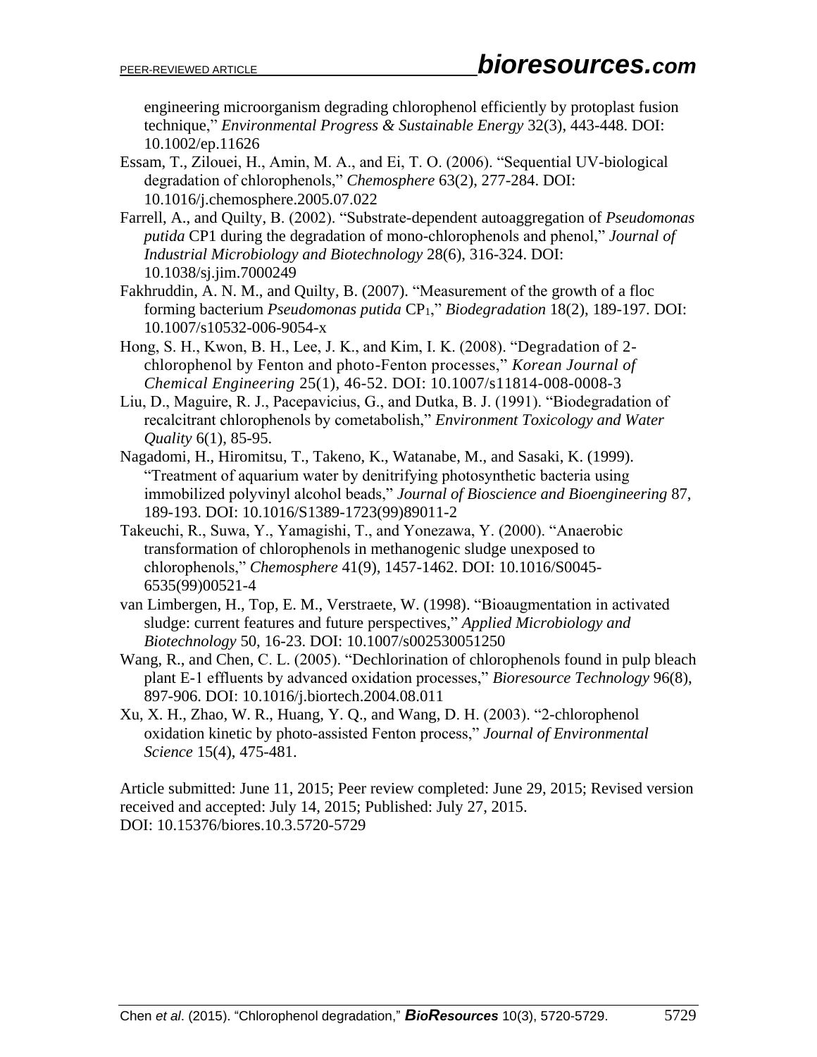engineering microorganism degrading chlorophenol efficiently by protoplast fusion technique," *Environmental Progress & Sustainable Energy* 32(3), 443-448. DOI: 10.1002/ep.11626

Essam, T., Zilouei, H., Amin, M. A., and Ei, T. O. (2006). "Sequential UV-biological degradation of chlorophenols," *Chemosphere* 63(2), 277-284. DOI: 10.1016/j.chemosphere.2005.07.022

Farrell, A., and Quilty, B. (2002). "Substrate-dependent autoaggregation of *Pseudomonas putida* CP1 during the degradation of mono-chlorophenols and phenol," *Journal of Industrial Microbiology and Biotechnology* 28(6), 316-324. DOI: 10.1038/sj.jim.7000249

Fakhruddin, A. N. M., and Quilty, B. (2007). "Measurement of the growth of a floc forming bacterium *Pseudomonas putida* $CP_1$," *Biodegradation* 18(2), 189-197. DOI: 10.1007/s10532-006-9054-x

Hong, S. H., Kwon, B. H., Lee, J. K., and Kim, I. K. (2008). "Degradation of 2-chlorophenol by Fenton and photo-Fenton processes," *Korean Journal of Chemical Engineering* 25(1), 46-52. DOI: 10.1007/s11814-008-0008-3

Liu, D., Maguire, R. J., Pacepavicius, G., and Dutka, B. J. (1991). "Biodegradation of recalcitrant chlorophenols by cometabolish," *Environment Toxicology and Water Quality* 6(1), 85-95.

Nagadomi, H., Hiromitsu, T., Takeno, K., Watanabe, M., and Sasaki, K. (1999). "Treatment of aquarium water by denitrifying photosynthetic bacteria using immobilized polyvinyl alcohol beads," *Journal of Bioscience and Bioengineering* 87, 189-193. DOI: 10.1016/S1389-1723(99)89011-2

Takeuchi, R., Suwa, Y., Yamagishi, T., and Yonezawa, Y. (2000). "Anaerobic transformation of chlorophenols in methanogenic sludge unexposed to chlorophenols," *Chemosphere* 41(9), 1457-1462. DOI: 10.1016/S0045-6535(99)00521-4

van Limbergen, H., Top, E. M., Verstraete, W. (1998). "Bioaugmentation in activated sludge: current features and future perspectives," *Applied Microbiology and Biotechnology* 50, 16-23. DOI: 10.1007/s002530051250

Wang, R., and Chen, C. L. (2005). "Dechlorination of chlorophenols found in pulp bleach plant E-1 effluents by advanced oxidation processes," *Bioresource Technology* 96(8), 897-906. DOI: 10.1016/j.biortech.2004.08.011

Xu, X. H., Zhao, W. R., Huang, Y. Q., and Wang, D. H. (2003). "2-chlorophenol oxidation kinetic by photo-assisted Fenton process," *Journal of Environmental Science* 15(4), 475-481.

Article submitted: June 11, 2015; Peer review completed: June 29, 2015; Revised version received and accepted: July 14, 2015; Published: July 27, 2015.
DOI: 10.15376/biores.10.3.5720-5729